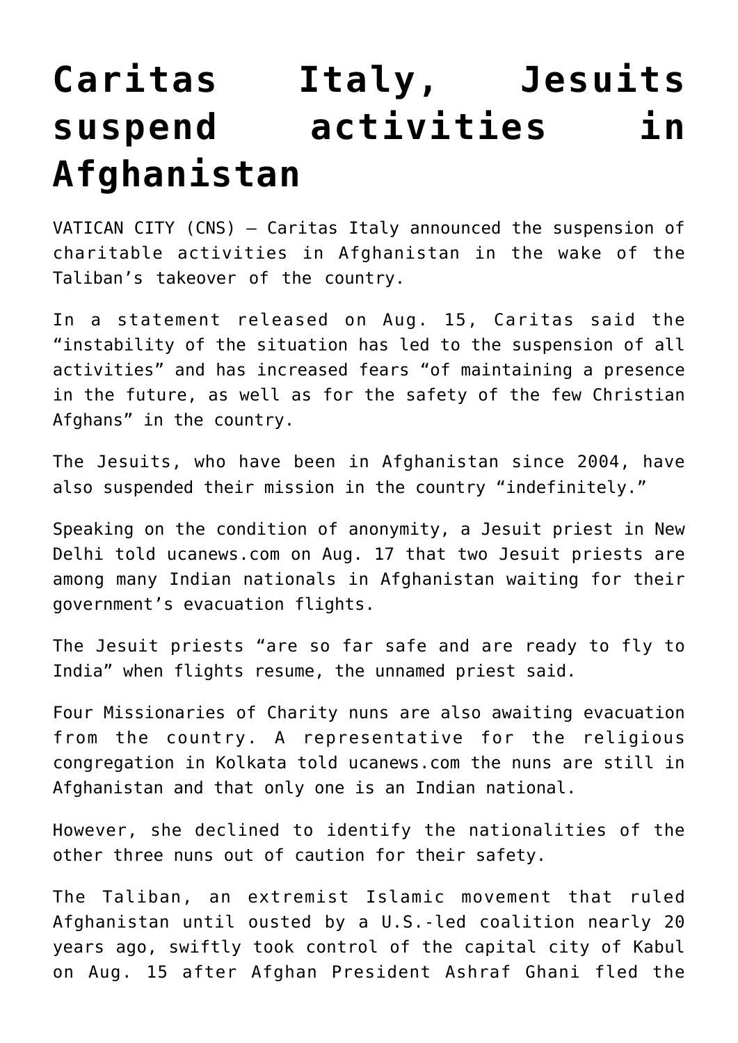# Caritas Italy, Jesuits suspend activities in Afghanistan

VATICAN CITY (CNS) — Caritas Italy announced the suspension of charitable activities in Afghanistan in the wake of the Taliban's takeover of the country.

In a statement released on Aug. 15, Caritas said the "instability of the situation has led to the suspension of all activities" and has increased fears "of maintaining a presence in the future, as well as for the safety of the few Christian Afghans" in the country.

The Jesuits, who have been in Afghanistan since 2004, have also suspended their mission in the country "indefinitely."

Speaking on the condition of anonymity, a Jesuit priest in New Delhi told ucanews.com on Aug. 17 that two Jesuit priests are among many Indian nationals in Afghanistan waiting for their government's evacuation flights.

The Jesuit priests "are so far safe and are ready to fly to India" when flights resume, the unnamed priest said.

Four Missionaries of Charity nuns are also awaiting evacuation from the country. A representative for the religious congregation in Kolkata told ucanews.com the nuns are still in Afghanistan and that only one is an Indian national.

However, she declined to identify the nationalities of the other three nuns out of caution for their safety.

The Taliban, an extremist Islamic movement that ruled Afghanistan until ousted by a U.S.-led coalition nearly 20 years ago, swiftly took control of the capital city of Kabul on Aug. 15 after Afghan President Ashraf Ghani fled the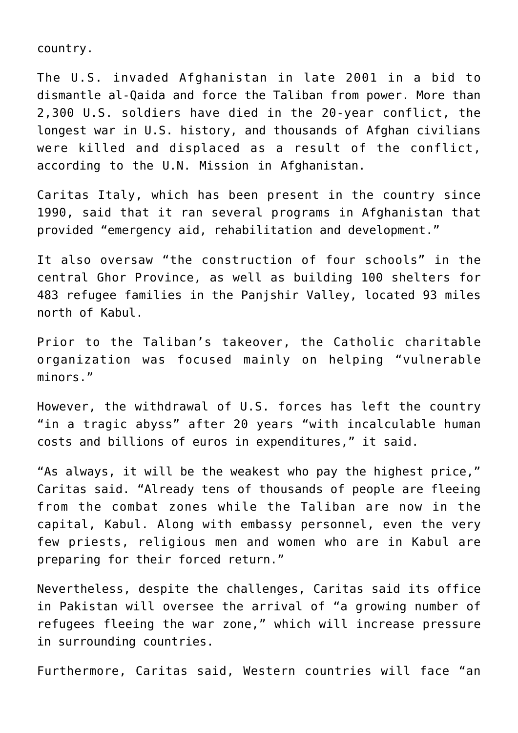country.

The U.S. invaded Afghanistan in late 2001 in a bid to dismantle al-Qaida and force the Taliban from power. More than 2,300 U.S. soldiers have died in the 20-year conflict, the longest war in U.S. history, and thousands of Afghan civilians were killed and displaced as a result of the conflict, according to the U.N. Mission in Afghanistan.

Caritas Italy, which has been present in the country since 1990, said that it ran several programs in Afghanistan that provided "emergency aid, rehabilitation and development."

It also oversaw "the construction of four schools" in the central Ghor Province, as well as building 100 shelters for 483 refugee families in the Panjshir Valley, located 93 miles north of Kabul.

Prior to the Taliban's takeover, the Catholic charitable organization was focused mainly on helping "vulnerable minors."

However, the withdrawal of U.S. forces has left the country "in a tragic abyss" after 20 years "with incalculable human costs and billions of euros in expenditures," it said.

"As always, it will be the weakest who pay the highest price," Caritas said. "Already tens of thousands of people are fleeing from the combat zones while the Taliban are now in the capital, Kabul. Along with embassy personnel, even the very few priests, religious men and women who are in Kabul are preparing for their forced return."

Nevertheless, despite the challenges, Caritas said its office in Pakistan will oversee the arrival of "a growing number of refugees fleeing the war zone," which will increase pressure in surrounding countries.

Furthermore, Caritas said, Western countries will face "an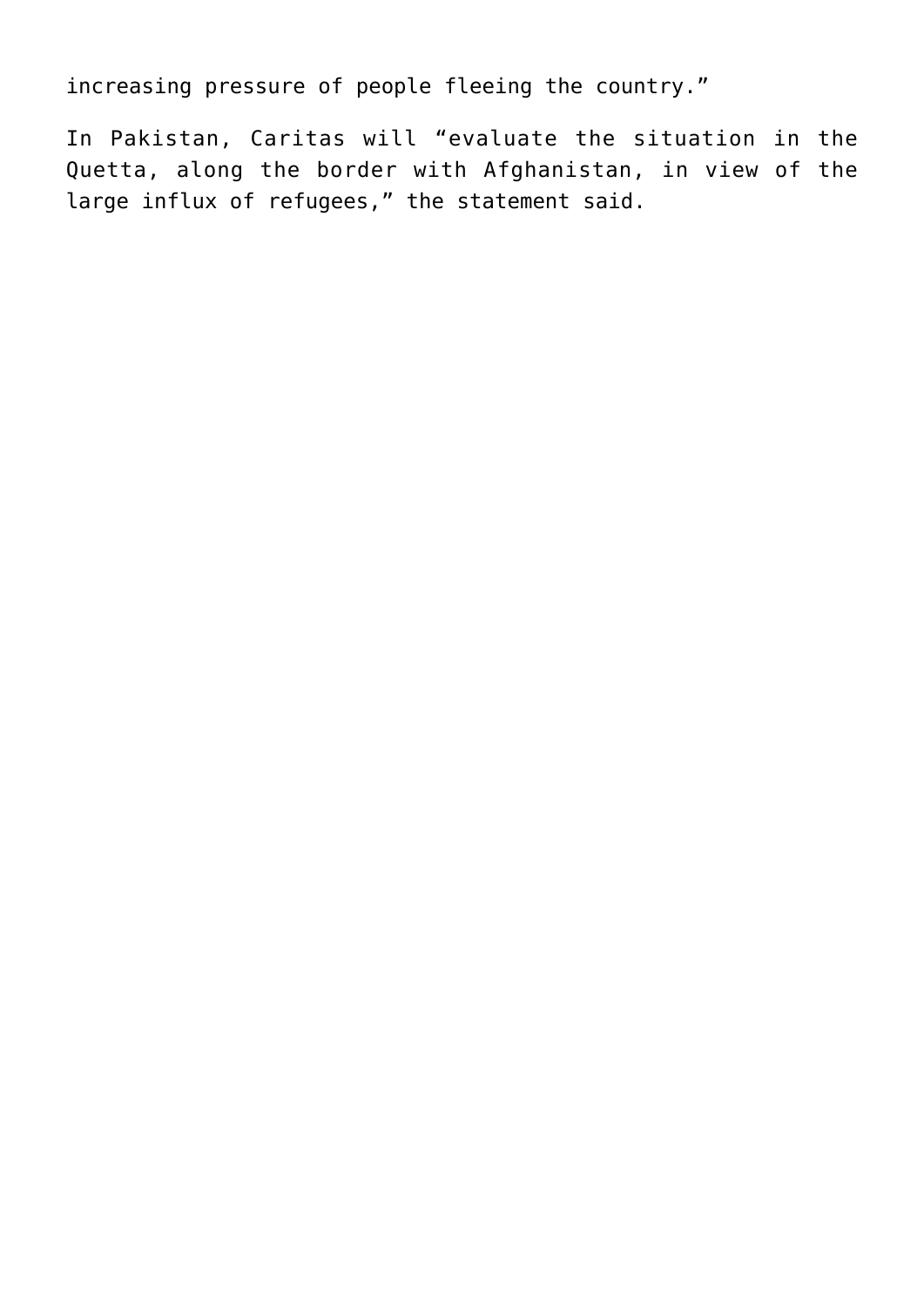increasing pressure of people fleeing the country."

In Pakistan, Caritas will "evaluate the situation in the Quetta, along the border with Afghanistan, in view of the large influx of refugees," the statement said.